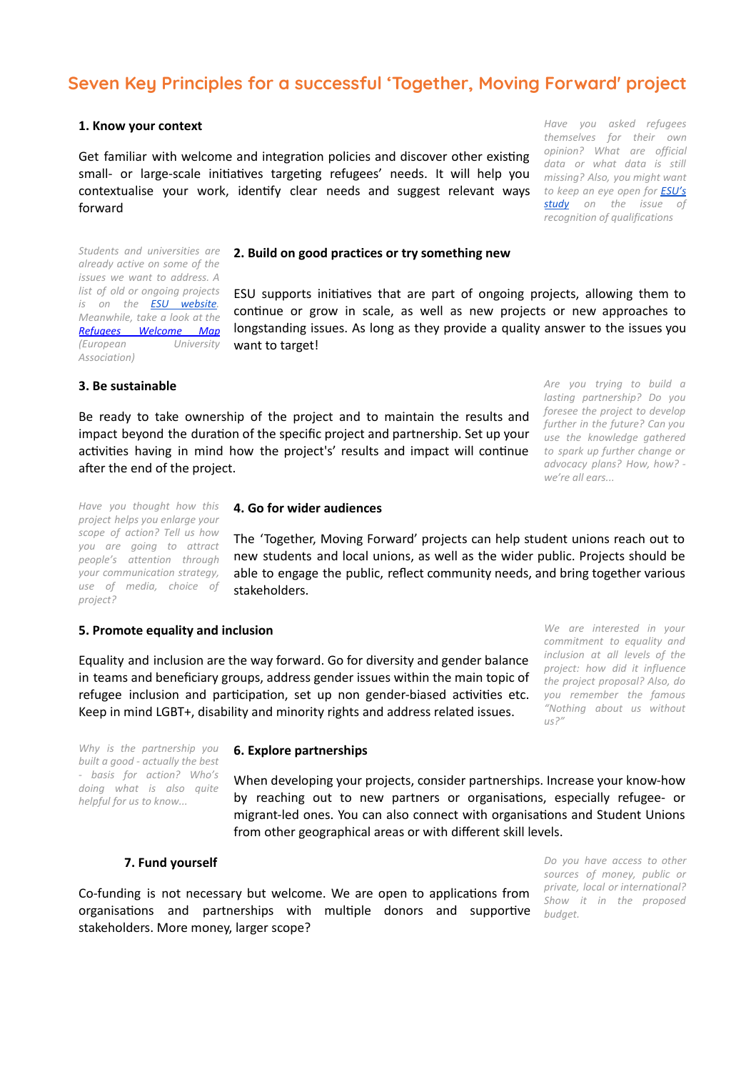# Seven Key Principles for a successful 'Together, Moving Forward' project

### 1. Know your context

Get familiar with welcome and integration policies and discover other existing small- or large-scale initiatives targeting refugees' needs. It will help you contextualise your work, identify clear needs and suggest relevant ways forward

*Have you asked refugees themselves for their own opinion? What are official data or what data is still missing? Also, you might want to keep an eye open for ESU's study on the issue of recognition of qualifications*

### 2. Build on good practices or try something new

*Students and universities are already active on some of the issues we want to address. A list of old or ongoing projects is on the ESU website. Meanwhile, take a look at the Refugees Welcome Map (European University Association)*

ESU supports initiatives that are part of ongoing projects, allowing them to continue or grow in scale, as well as new projects or new approaches to longstanding issues. As long as they provide a quality answer to the issues you want to target!

### 3. Be sustainable

Be ready to take ownership of the project and to maintain the results and impact beyond the duration of the specific project and partnership. Set up your activities having in mind how the project's' results and impact will continue after the end of the project.

*Are you trying to build a lasting partnership? Do you foresee the project to develop further in the future? Can you use the knowledge gathered to spark up further change or advocacy plans? How, how? - we're all ears...*

### 4. Go for wider audiences

*Have you thought how this project helps you enlarge your scope of action? Tell us how you are going to attract people's attention through your communication strategy, use of media, choice of project?*

The 'Together, Moving Forward' projects can help student unions reach out to new students and local unions, as well as the wider public. Projects should be able to engage the public, reflect community needs, and bring together various stakeholders.

### 5. Promote equality and inclusion

Equality and inclusion are the way forward. Go for diversity and gender balance in teams and beneficiary groups, address gender issues within the main topic of refugee inclusion and participation, set up non gender-biased activities etc. Keep in mind LGBT+, disability and minority rights and address related issues.

*We are interested in your commitment to equality and inclusion at all levels of the project: how did it influence the project proposal? Also, do you remember the famous "Nothing about us without us?"*

### 6. Explore partnerships

*Why is the partnership you built a good - actually the best - basis for action? Who's doing what is also quite helpful for us to know...*

When developing your projects, consider partnerships. Increase your know-how by reaching out to new partners or organisations, especially refugee- or migrant-led ones. You can also connect with organisations and Student Unions from other geographical areas or with different skill levels.

### 7. Fund yourself

Co-funding is not necessary but welcome. We are open to applications from organisations and partnerships with multiple donors and supportive stakeholders. More money, larger scope?

*Do you have access to other sources of money, public or private, local or international? Show it in the proposed budget.*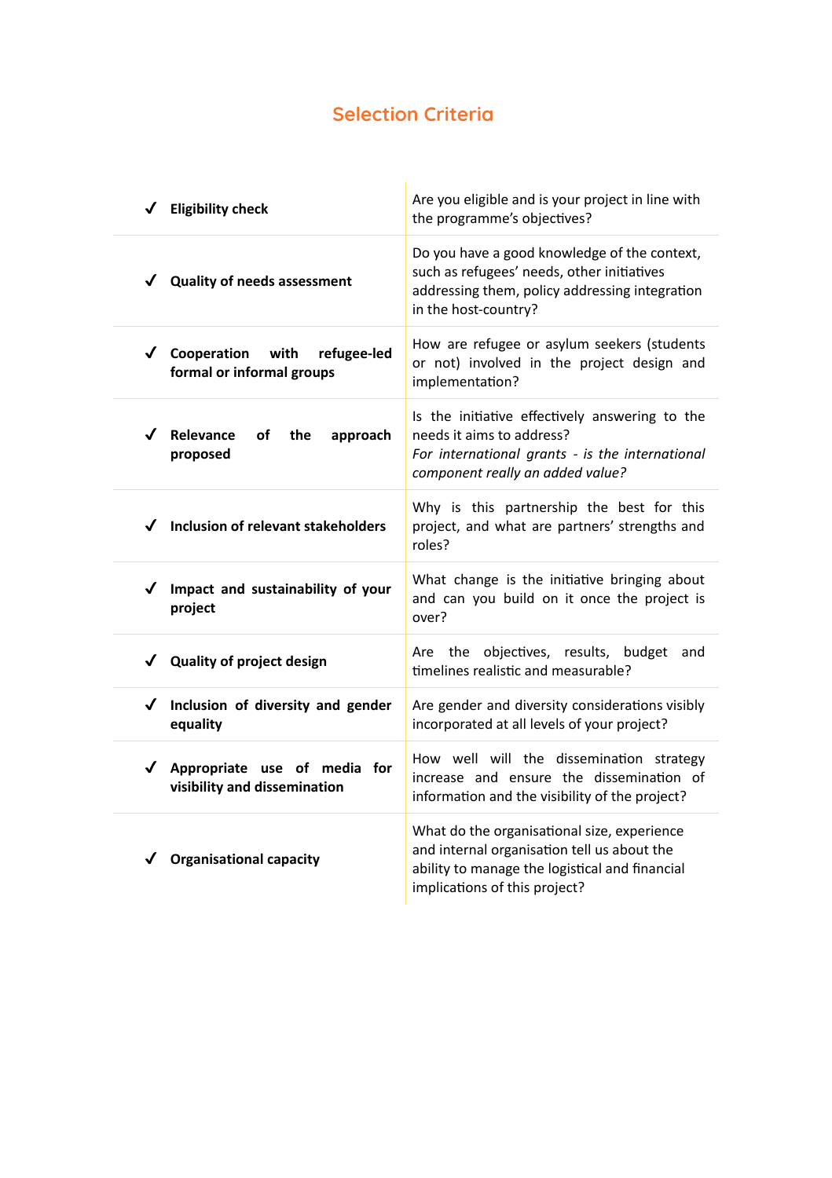# Selection Criteria

| | |
|---|---|
| ✓ **Eligibility check** | Are you eligible and is your project in line with the programme's objectives? |
| ✓ **Quality of needs assessment** | Do you have a good knowledge of the context, such as refugees' needs, other initiatives addressing them, policy addressing integration in the host-country? |
| ✓ **Cooperation with refugee-led formal or informal groups** | How are refugee or asylum seekers (students or not) involved in the project design and implementation? |
| ✓ **Relevance of the approach proposed** | Is the initiative effectively answering to the needs it aims to address? *For international grants - is the international component really an added value?* |
| ✓ **Inclusion of relevant stakeholders** | Why is this partnership the best for this project, and what are partners' strengths and roles? |
| ✓ **Impact and sustainability of your project** | What change is the initiative bringing about and can you build on it once the project is over? |
| ✓ **Quality of project design** | Are the objectives, results, budget and timelines realistic and measurable? |
| ✓ **Inclusion of diversity and gender equality** | Are gender and diversity considerations visibly incorporated at all levels of your project? |
| ✓ **Appropriate use of media for visibility and dissemination** | How well will the dissemination strategy increase and ensure the dissemination of information and the visibility of the project? |
| ✓ **Organisational capacity** | What do the organisational size, experience and internal organisation tell us about the ability to manage the logistical and financial implications of this project? |